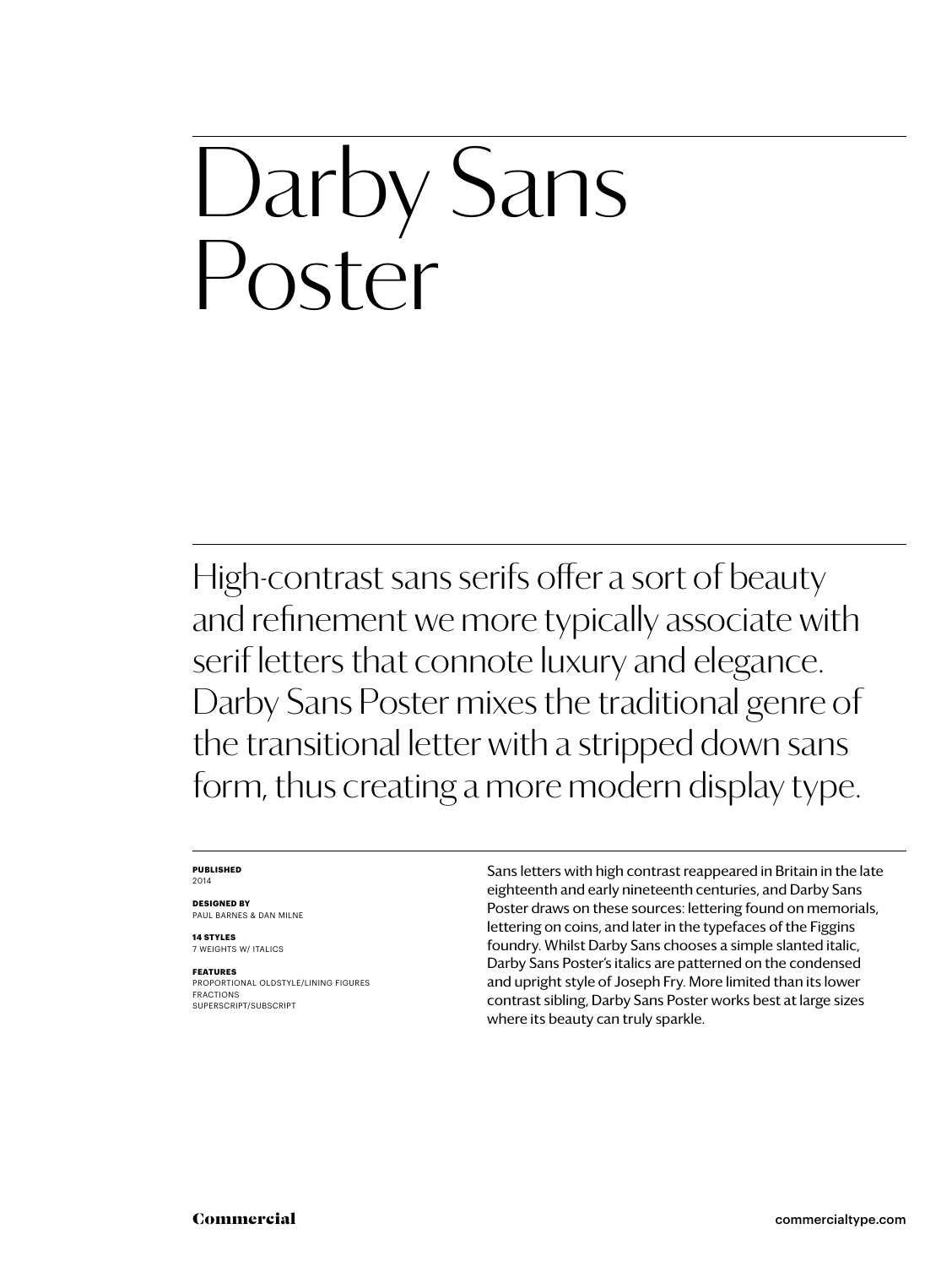# Darby Sans Poster

High-contrast sans serifs offer a sort of beauty and refinement we more typically associate with serif letters that connote luxury and elegance. Darby Sans Poster mixes the traditional genre of the transitional letter with a stripped down sans form, thus creating a more modern display type.

**PUBLISHED**
2014

**DESIGNED BY**
PAUL BARNES & DAN MILNE

**14 STYLES**
7 WEIGHTS W/ ITALICS

**FEATURES**
PROPORTIONAL OLDSTYLE/LINING FIGURES
FRACTIONS
SUPERSCRIPT/SUBSCRIPT

Sans letters with high contrast reappeared in Britain in the late eighteenth and early nineteenth centuries, and Darby Sans Poster draws on these sources: lettering found on memorials, lettering on coins, and later in the typefaces of the Figgins foundry. Whilst Darby Sans chooses a simple slanted italic, Darby Sans Poster's italics are patterned on the condensed and upright style of Joseph Fry. More limited than its lower contrast sibling, Darby Sans Poster works best at large sizes where its beauty can truly sparkle.

Commercial

commercialtype.com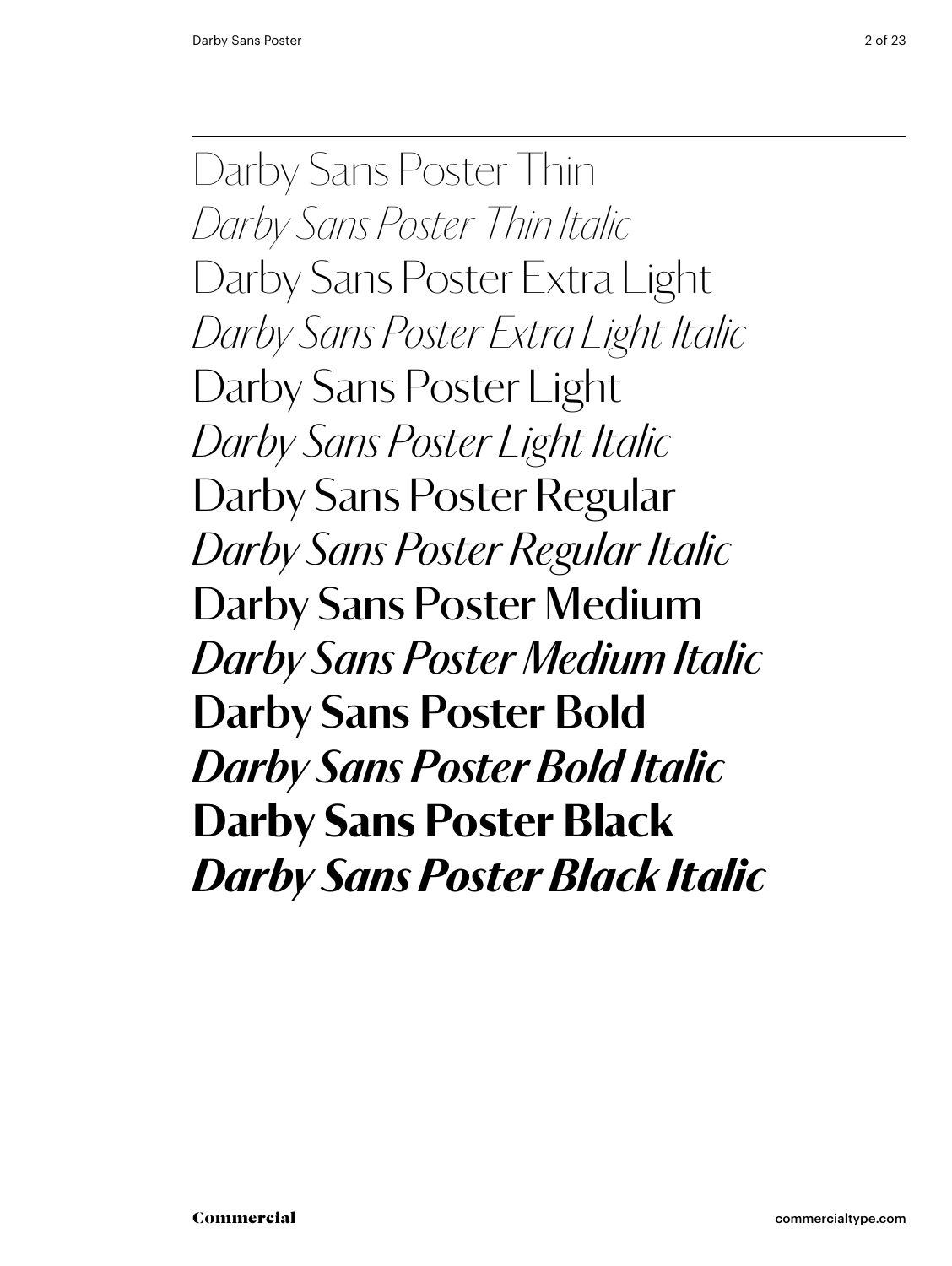Darby Sans Poster Thin

*Darby Sans Poster Thin Italic*

Darby Sans Poster Extra Light

*Darby Sans Poster Extra Light Italic*

Darby Sans Poster Light

*Darby Sans Poster Light Italic*

Darby Sans Poster Regular

*Darby Sans Poster Regular Italic*

**Darby Sans Poster Medium**

***Darby Sans Poster Medium Italic***

**Darby Sans Poster Bold**

***Darby Sans Poster Bold Italic***

**Darby Sans Poster Black**

***Darby Sans Poster Black Italic***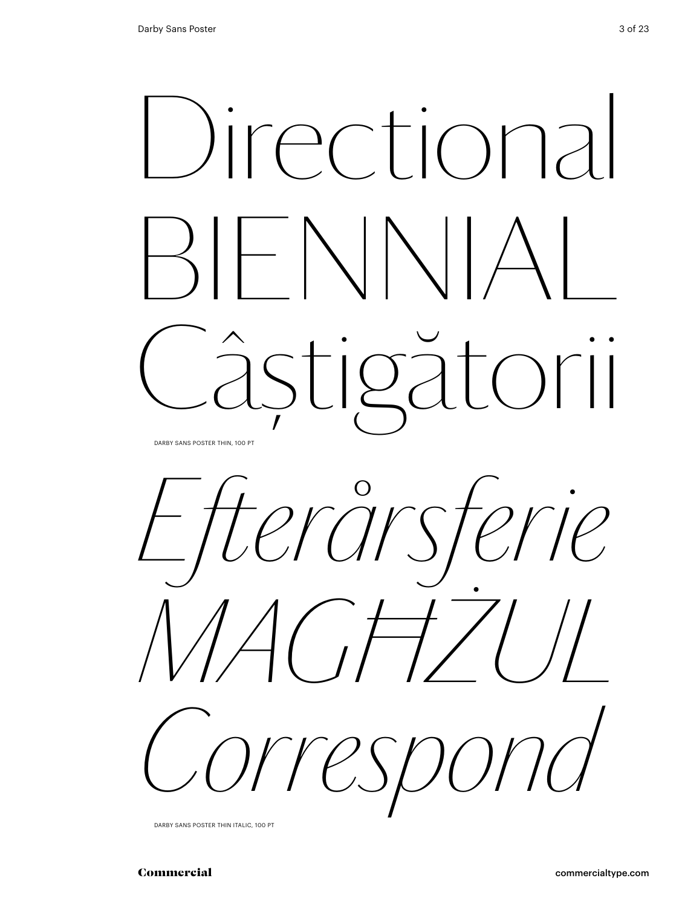Directional
BIENNIAL
Câștigătorii

DARBY SANS POSTER THIN, 100 PT

*Efterårsferie*
*MAGĦŻUL*
*Correspond*

DARBY SANS POSTER THIN ITALIC, 100 PT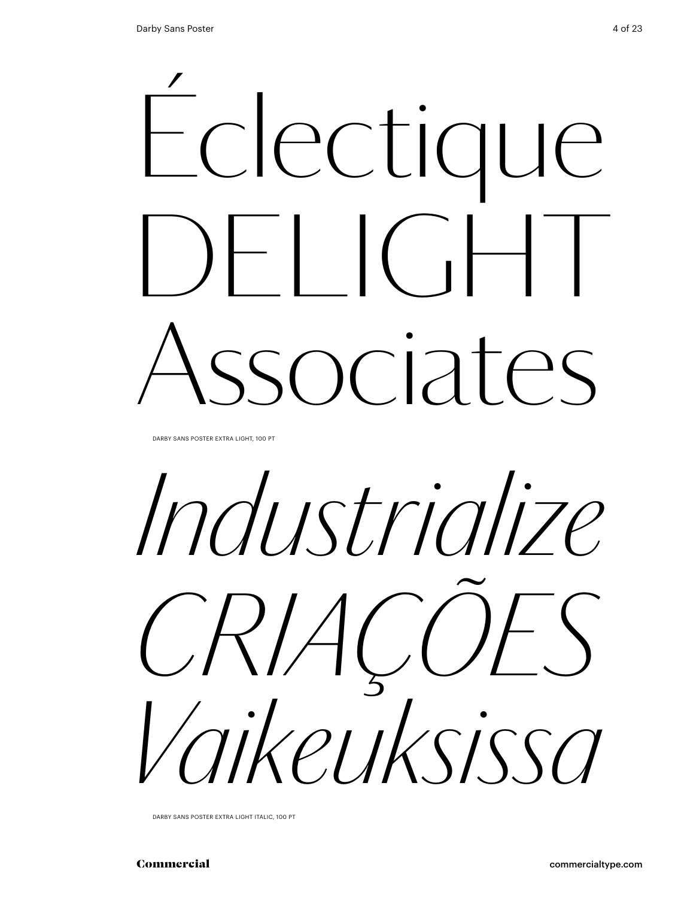Éclectique
DELIGHT
Associates

DARBY SANS POSTER EXTRA LIGHT, 100 PT

*Industrialize*
*CRIAÇÕES*
*Vaikeuksissa*

DARBY SANS POSTER EXTRA LIGHT ITALIC, 100 PT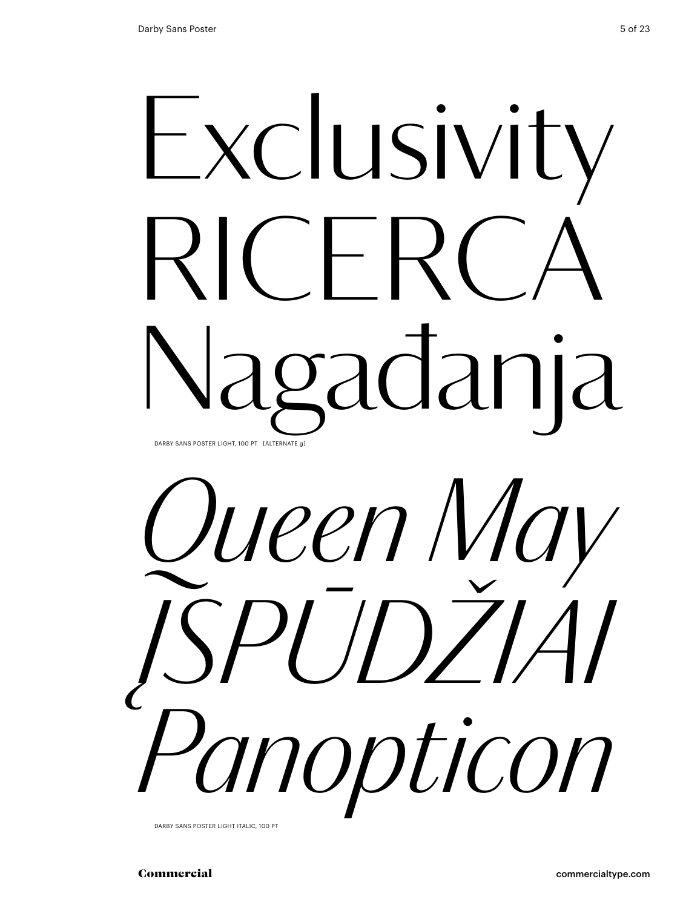Exclusivity
RICERCA
Nagađanja

DARBY SANS POSTER LIGHT, 100 PT [ALTERNATE g]

*Queen May*
*ĮSPŪDŽIAI*
*Panopticon*

DARBY SANS POSTER LIGHT ITALIC, 100 PT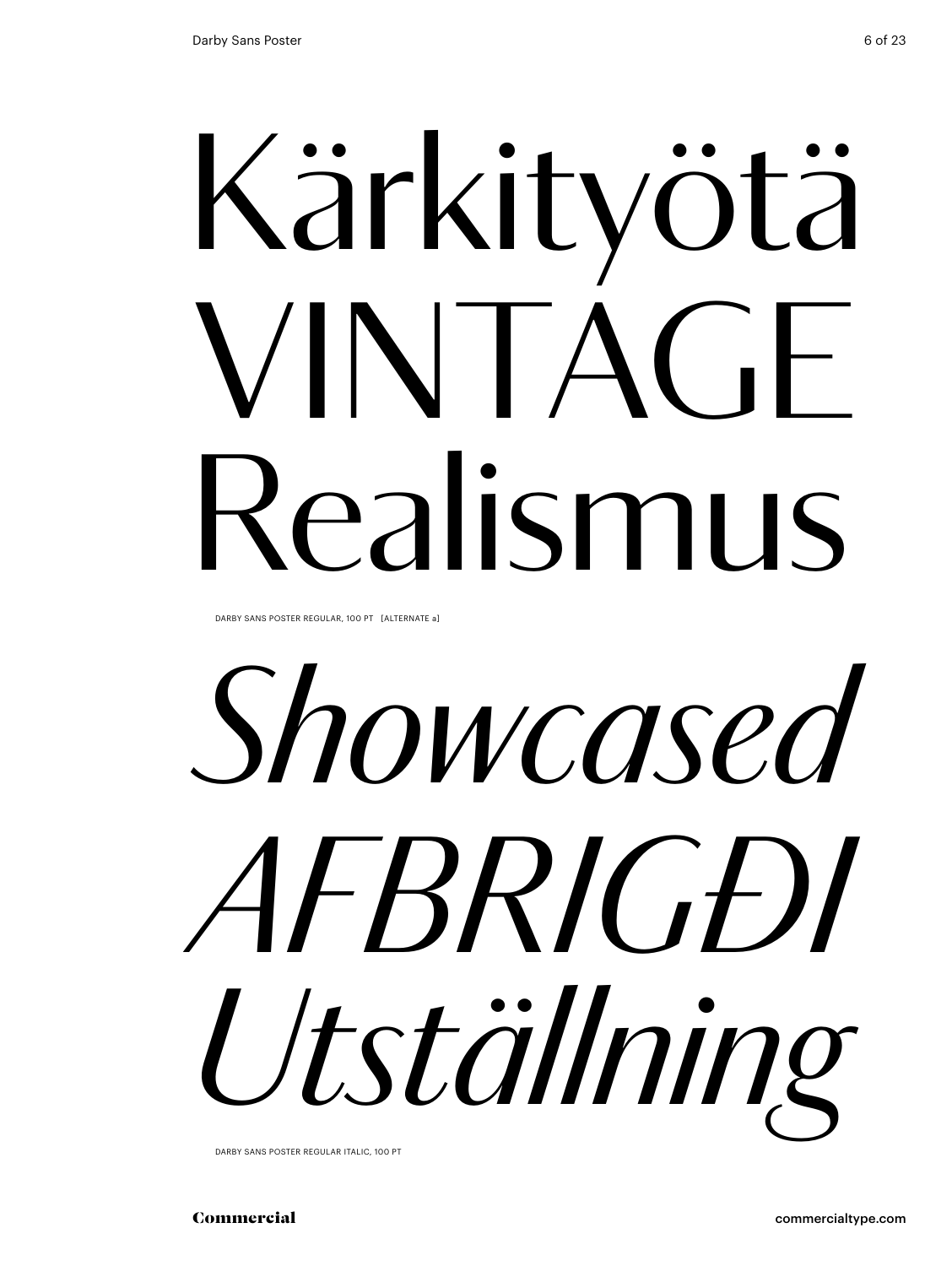Kärkityötä
VINTAGE
Realismus

DARBY SANS POSTER REGULAR, 100 PT [ALTERNATE a]

*Showcased*
*AFBRIGÐI*
*Utställning*

DARBY SANS POSTER REGULAR ITALIC, 100 PT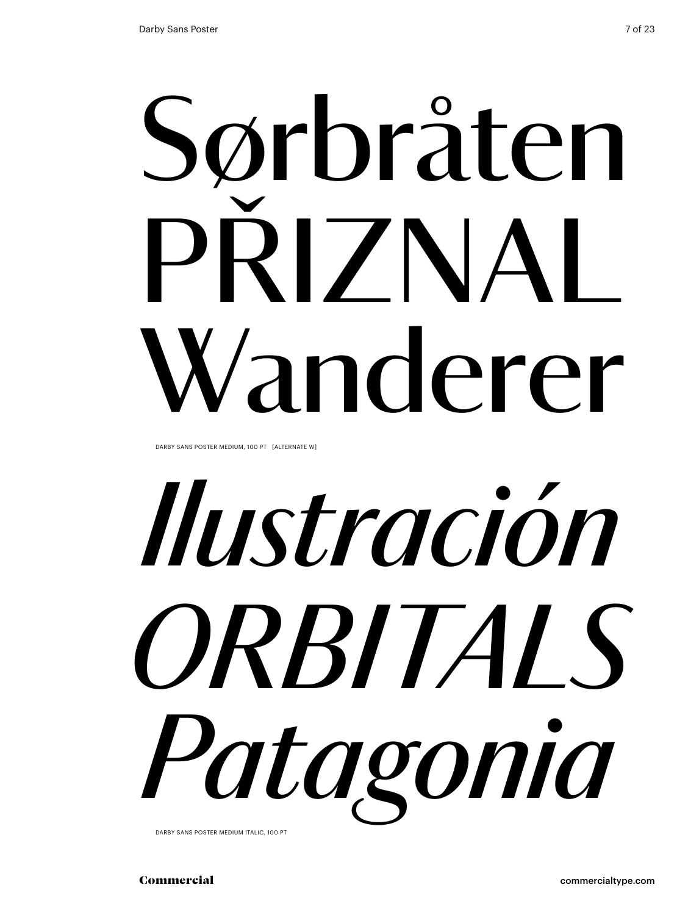Sørbråten
PŘIZNAL
Wanderer

DARBY SANS POSTER MEDIUM, 100 PT [ALTERNATE W]

*Ilustración*
*ORBITALS*
*Patagonia*

DARBY SANS POSTER MEDIUM ITALIC, 100 PT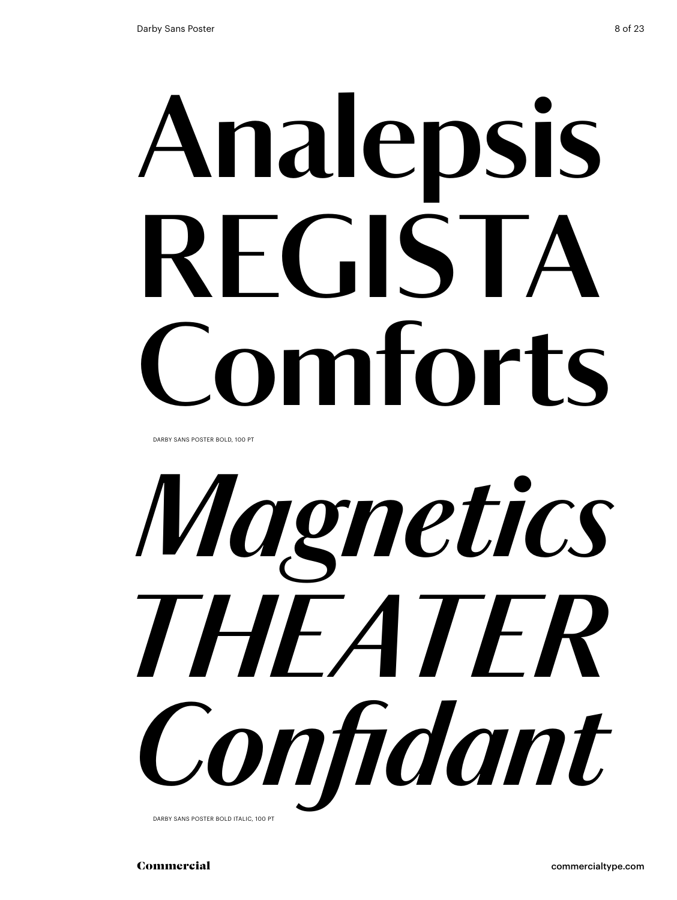Analepsis
REGISTA
Comforts

DARBY SANS POSTER BOLD, 100 PT

*Magnetics*
*THEATER*
*Confidant*

DARBY SANS POSTER BOLD ITALIC, 100 PT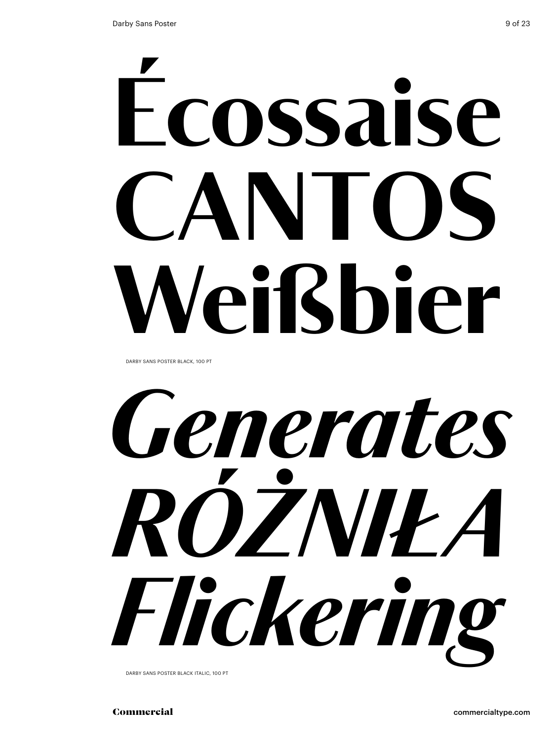# Écossaise CANTOS Weißbier

DARBY SANS POSTER BLACK, 100 PT

# *Generates RÓŻNIŁA Flickering*

DARBY SANS POSTER BLACK ITALIC, 100 PT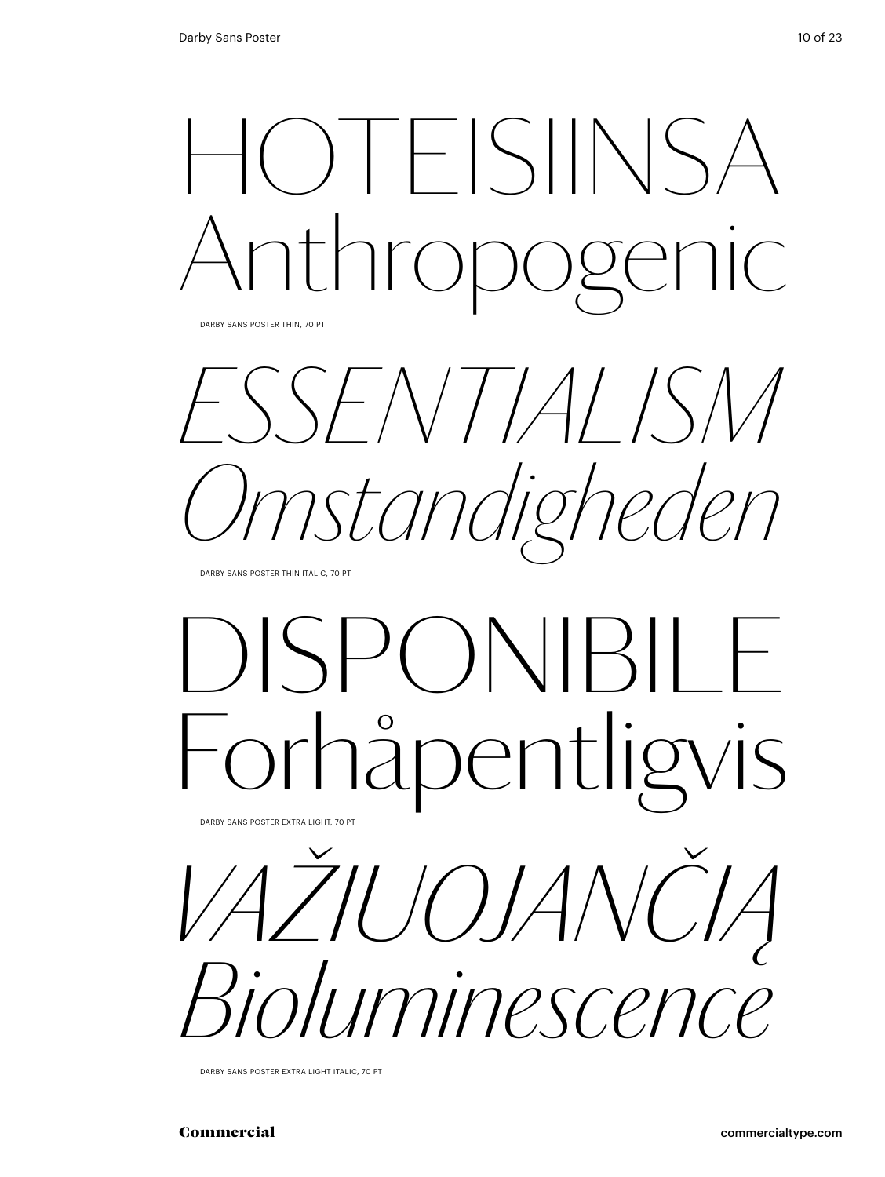HOTEISIINSA
Anthropogenic

DARBY SANS POSTER THIN, 70 PT

*ESSENTIALISM*
*Omstandigheden*

DARBY SANS POSTER THIN ITALIC, 70 PT

DISPONIBILE
Forhåpentligvis

DARBY SANS POSTER EXTRA LIGHT, 70 PT

*VAŽIUOJANČIĄ*
*Bioluminescence*

DARBY SANS POSTER EXTRA LIGHT ITALIC, 70 PT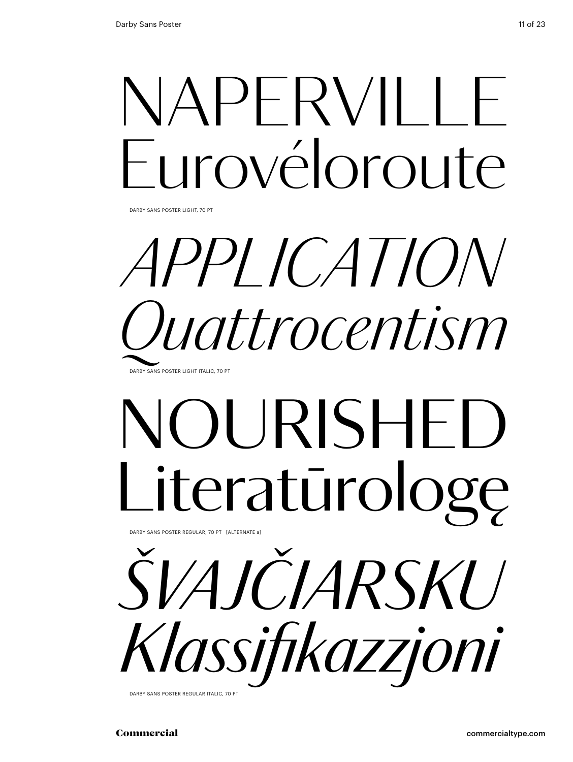NAPERVILLE
Eurovéloroute

DARBY SANS POSTER LIGHT, 70 PT

*APPLICATION*
*Quattrocentism*

DARBY SANS POSTER LIGHT ITALIC, 70 PT

NOURISHED
Literatūrologę

DARBY SANS POSTER REGULAR, 70 PT [ALTERNATE a]

*ŠVAJČIARSKU*
*Klassifikazzjoni*

DARBY SANS POSTER REGULAR ITALIC, 70 PT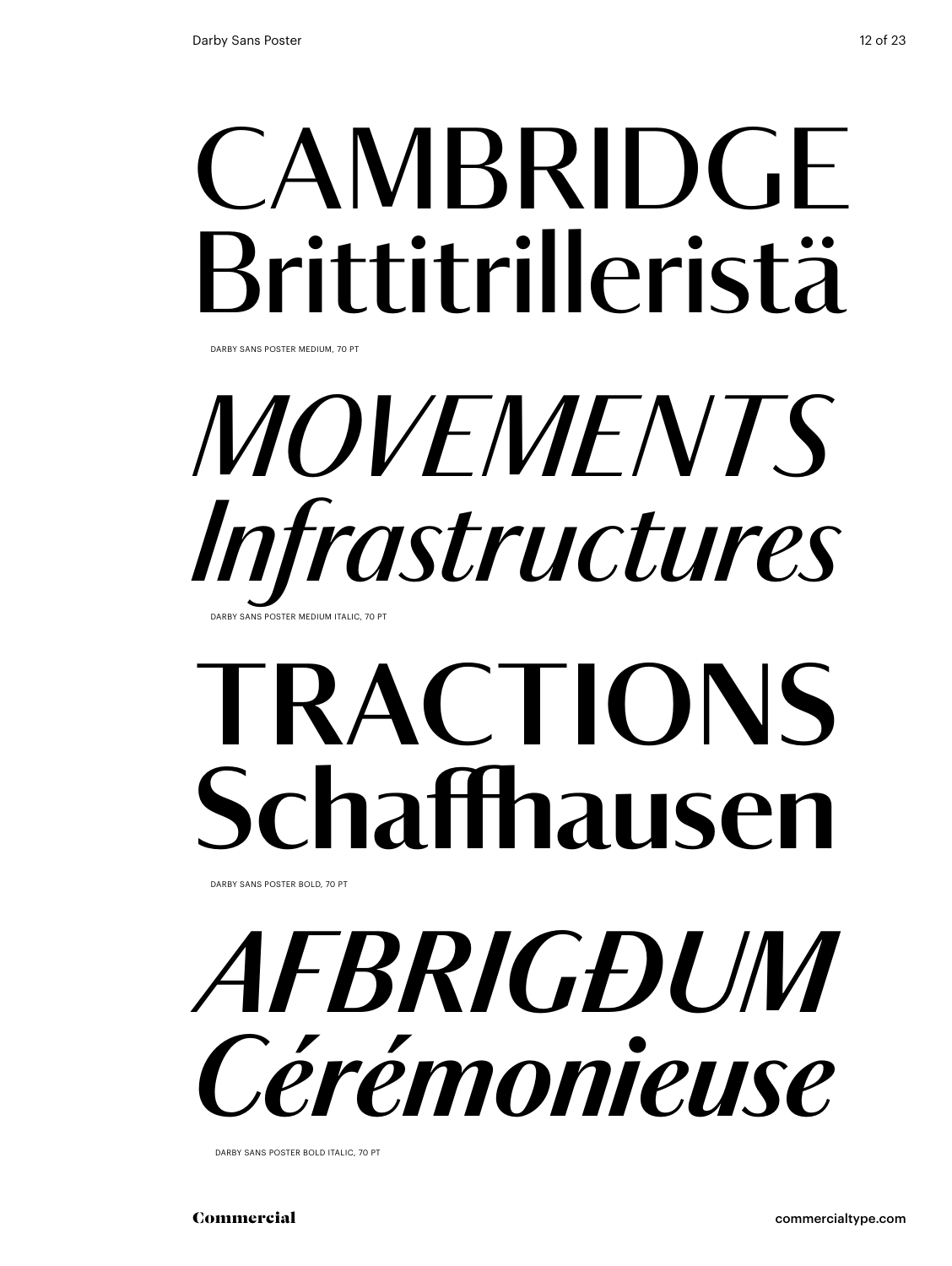CAMBRIDGE
Brittitrilleristä

DARBY SANS POSTER MEDIUM, 70 PT

*MOVEMENTS*
*Infrastructures*

DARBY SANS POSTER MEDIUM ITALIC, 70 PT

**TRACTIONS**
**Schaffhausen**

DARBY SANS POSTER BOLD, 70 PT

***AFBRIGÐUM***
***Cérémonieuse***

DARBY SANS POSTER BOLD ITALIC, 70 PT

Commercial

commercialtype.com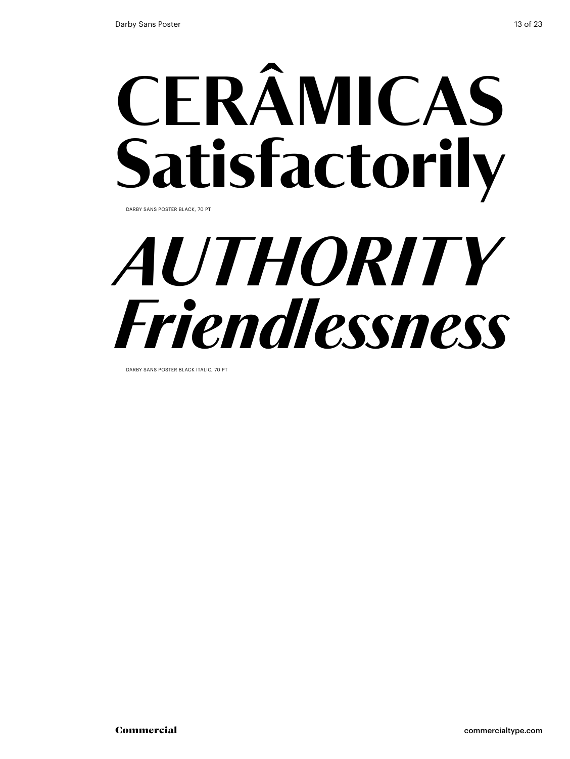**CERÂMICAS Satisfactorily**

DARBY SANS POSTER BLACK, 70 PT

***AUTHORITY Friendlessness***

DARBY SANS POSTER BLACK ITALIC, 70 PT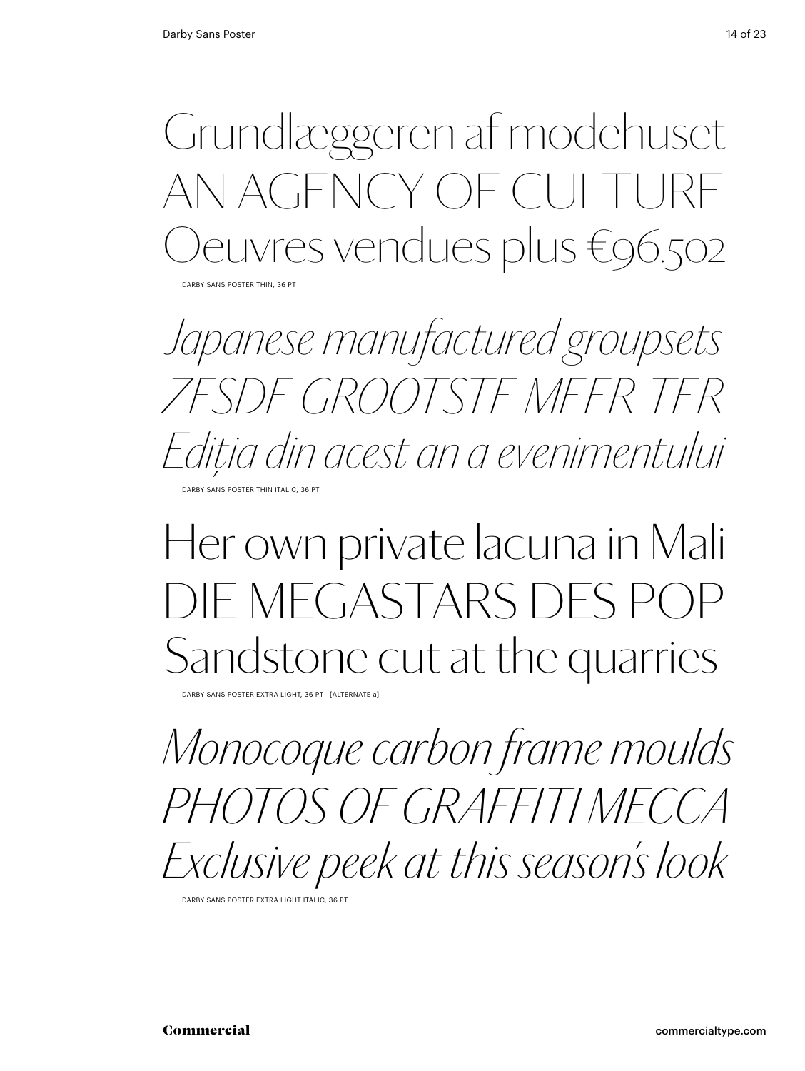Grundlæggeren af modehuset
AN AGENCY OF CULTURE
Oeuvres vendues plus €96.502

DARBY SANS POSTER THIN, 36 PT

*Japanese manufactured groupsets*
*ZESDE GROOTSTE MEER TER*
*Ediția din acest an a evenimentului*

DARBY SANS POSTER THIN ITALIC, 36 PT

Her own private lacuna in Mali
DIE MEGASTARS DES POP
Sandstone cut at the quarries

DARBY SANS POSTER EXTRA LIGHT, 36 PT [ALTERNATE a]

*Monocoque carbon frame moulds*
*PHOTOS OF GRAFFITI MECCA*
*Exclusive peek at this season's look*

DARBY SANS POSTER EXTRA LIGHT ITALIC, 36 PT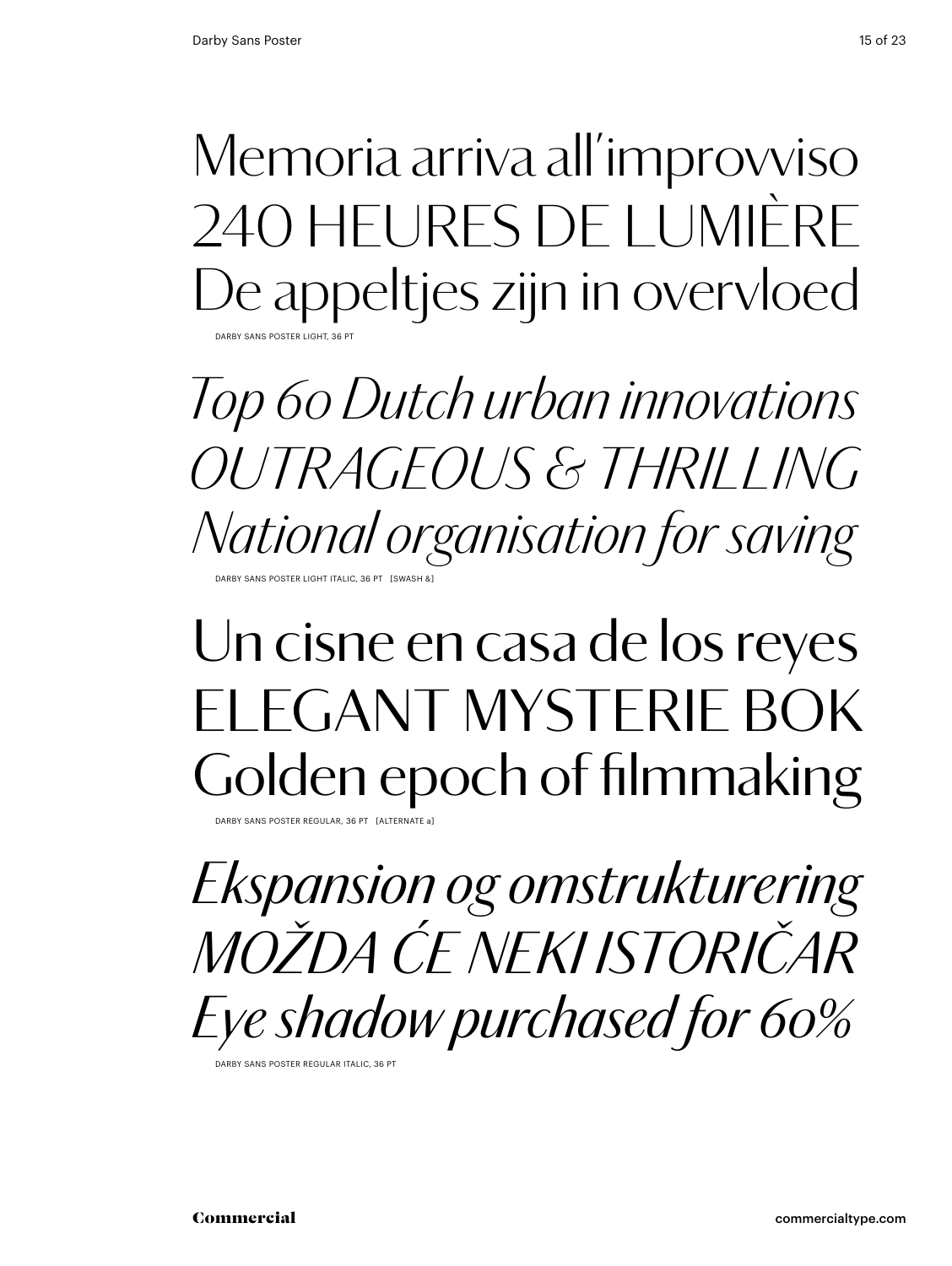Memoria arriva all'improvviso
240 HEURES DE LUMIÈRE
De appeltjes zijn in overvloed

DARBY SANS POSTER LIGHT, 36 PT

*Top 60 Dutch urban innovations*
*OUTRAGEOUS & THRILLING*
*National organisation for saving*

DARBY SANS POSTER LIGHT ITALIC, 36 PT [SWASH &]

Un cisne en casa de los reyes
ELEGANT MYSTERIE BOK
Golden epoch of filmmaking

DARBY SANS POSTER REGULAR, 36 PT [ALTERNATE a]

*Ekspansion og omstrukturering*
*MOŽDA ĆE NEKI ISTORIČAR*
*Eye shadow purchased for 60%*

DARBY SANS POSTER REGULAR ITALIC, 36 PT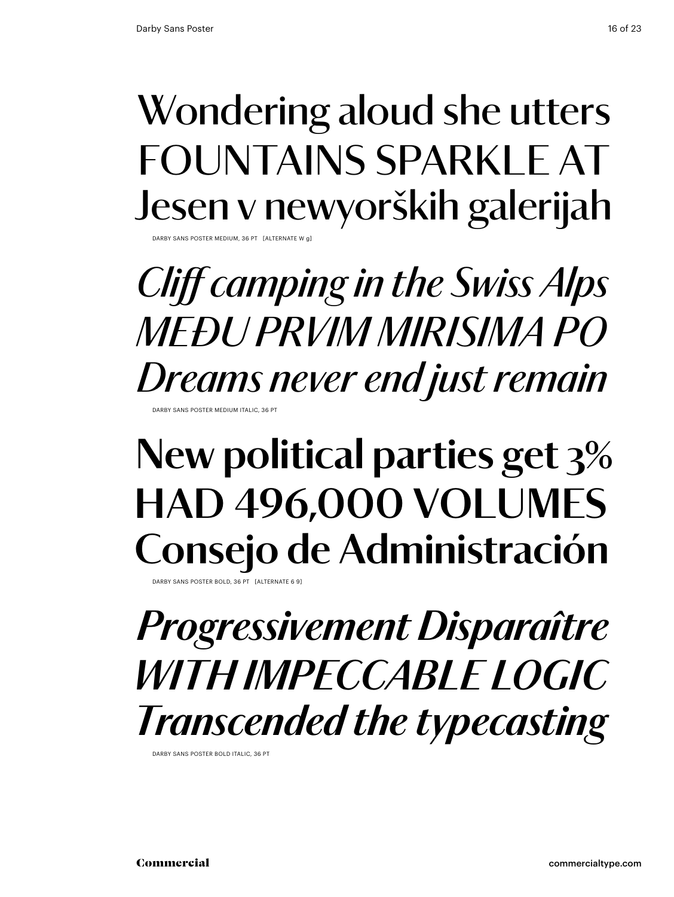Wondering aloud she utters
FOUNTAINS SPARKLE AT
Jesen v newyorških galerijah

DARBY SANS POSTER MEDIUM, 36 PT [ALTERNATE W g]

*Cliff camping in the Swiss Alps*
*MEĐU PRVIM MIRISIMA PO*
*Dreams never end just remain*

DARBY SANS POSTER MEDIUM ITALIC, 36 PT

**New political parties get 3%**
**HAD 496,000 VOLUMES**
**Consejo de Administración**

DARBY SANS POSTER BOLD, 36 PT [ALTERNATE 6 9]

***Progressivement Disparaître***
***WITH IMPECCABLE LOGIC***
***Transcended the typecasting***

DARBY SANS POSTER BOLD ITALIC, 36 PT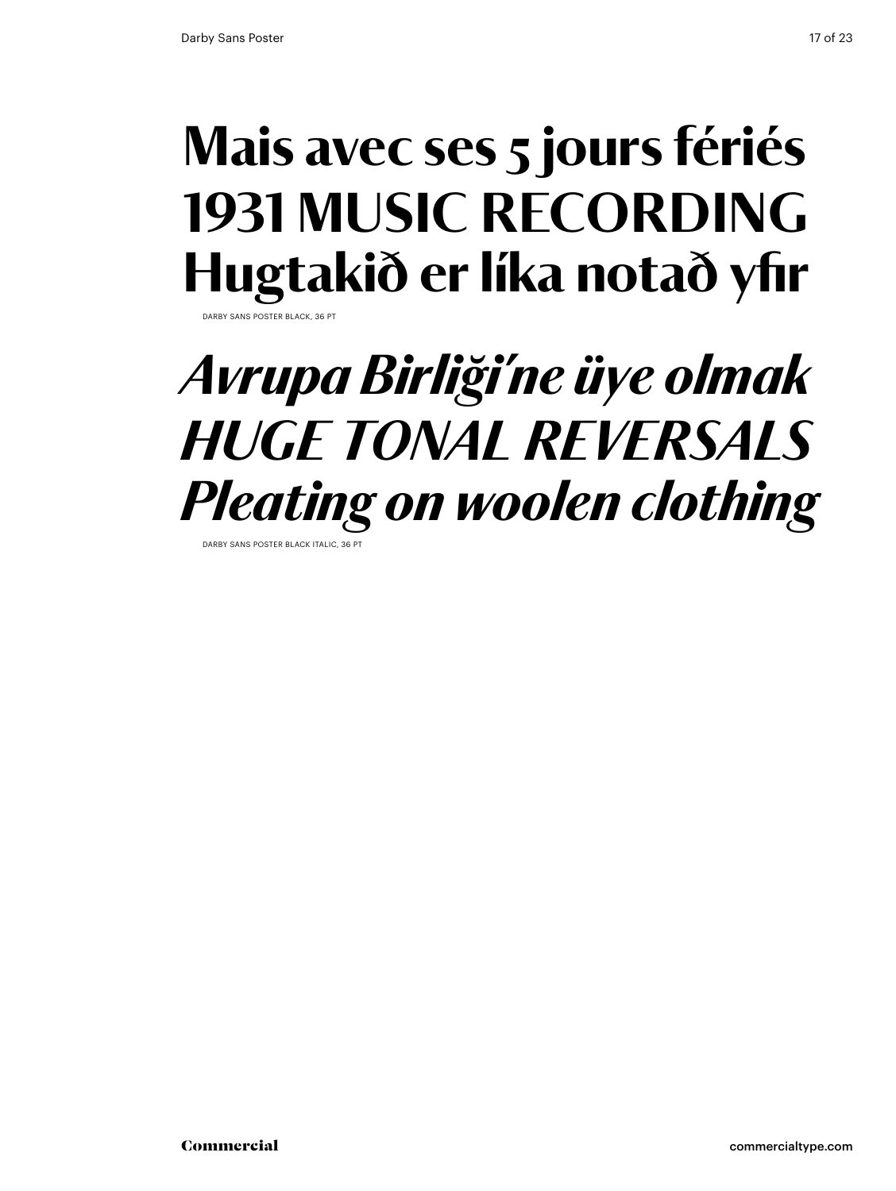**Mais avec ses 5 jours fériés**
**1931 MUSIC RECORDING**
**Hugtakið er líka notað yfir**

DARBY SANS POSTER BLACK, 36 PT

***Avrupa Birliği'ne üye olmak***
***HUGE TONAL REVERSALS***
***Pleating on woolen clothing***

DARBY SANS POSTER BLACK ITALIC, 36 PT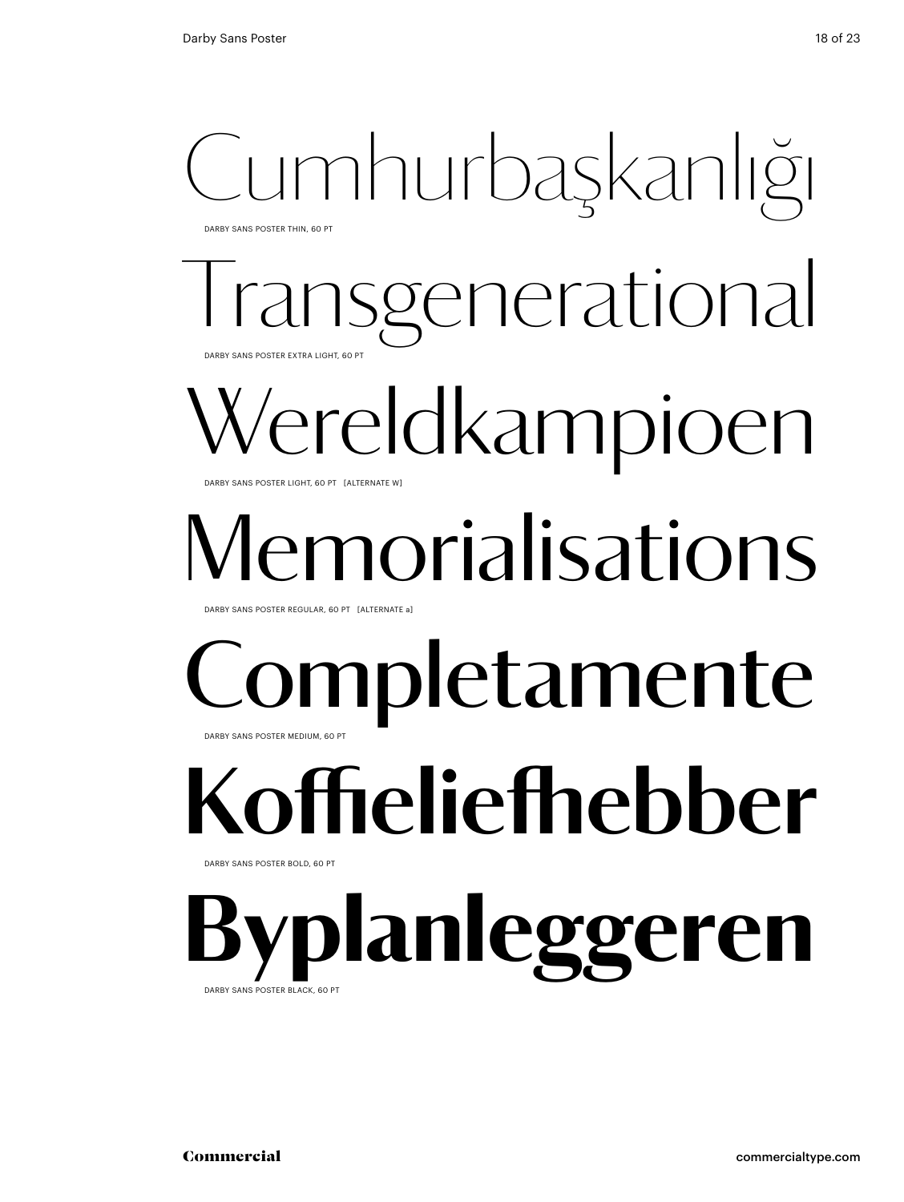Cumhurbaşkanlığı

DARBY SANS POSTER THIN, 60 PT

Transgenerational

DARBY SANS POSTER EXTRA LIGHT, 60 PT

Wereldkampioen

DARBY SANS POSTER LIGHT, 60 PT [ALTERNATE W]

Memorialisations

DARBY SANS POSTER REGULAR, 60 PT [ALTERNATE a]

Completamente

DARBY SANS POSTER MEDIUM, 60 PT

**Koffieliefhebber**

DARBY SANS POSTER BOLD, 60 PT

**Byplanleggeren**

DARBY SANS POSTER BLACK, 60 PT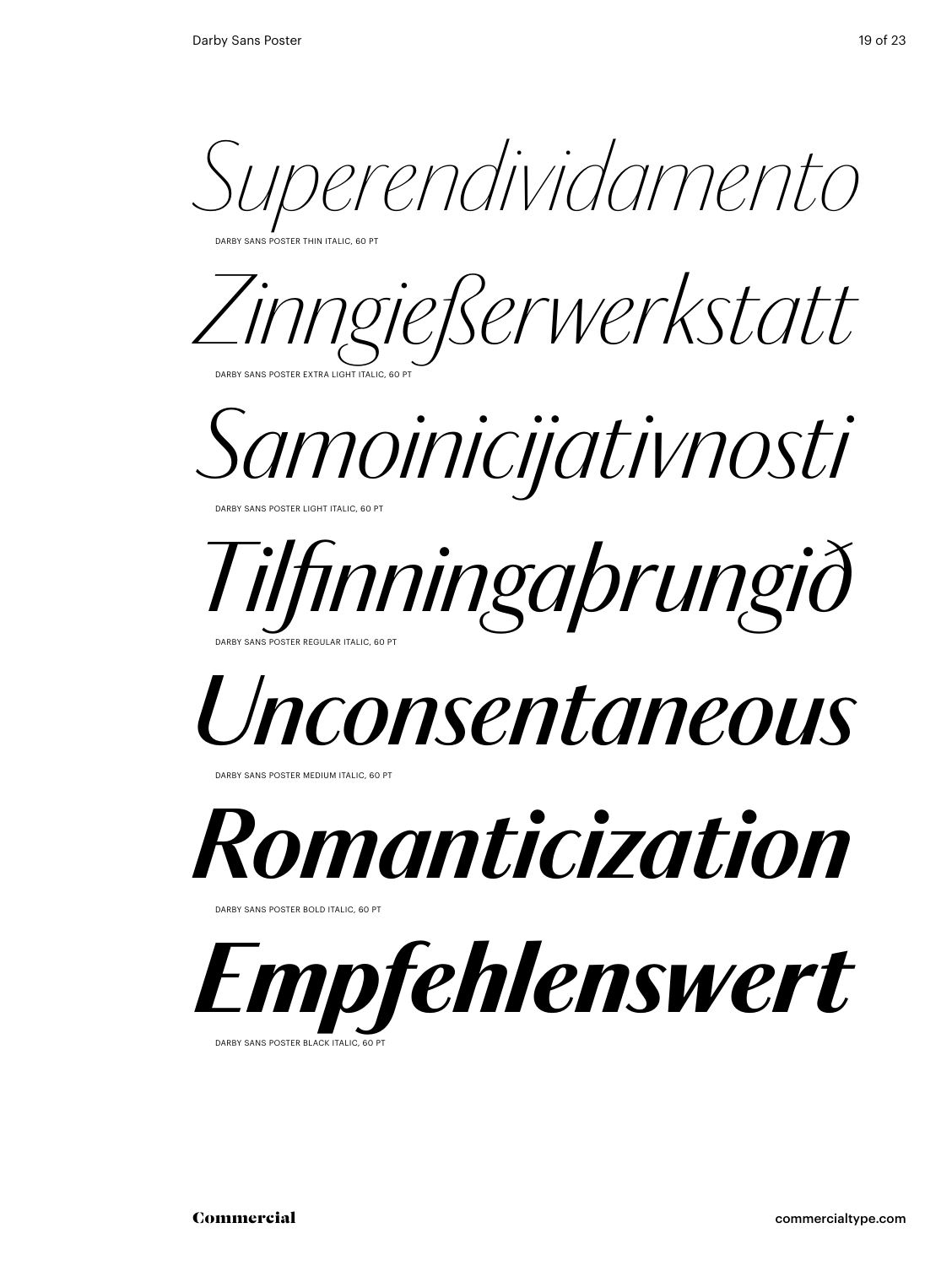*Superendividamento*

DARBY SANS POSTER THIN ITALIC, 60 PT

*Zinngießerwerkstatt*

DARBY SANS POSTER EXTRA LIGHT ITALIC, 60 PT

*Samoinicijativnosti*

DARBY SANS POSTER LIGHT ITALIC, 60 PT

*Tilfinningaþrungið*

DARBY SANS POSTER REGULAR ITALIC, 60 PT

*Unconsentaneous*

DARBY SANS POSTER MEDIUM ITALIC, 60 PT

***Romanticization***

DARBY SANS POSTER BOLD ITALIC, 60 PT

***Empfehlenswert***

DARBY SANS POSTER BLACK ITALIC, 60 PT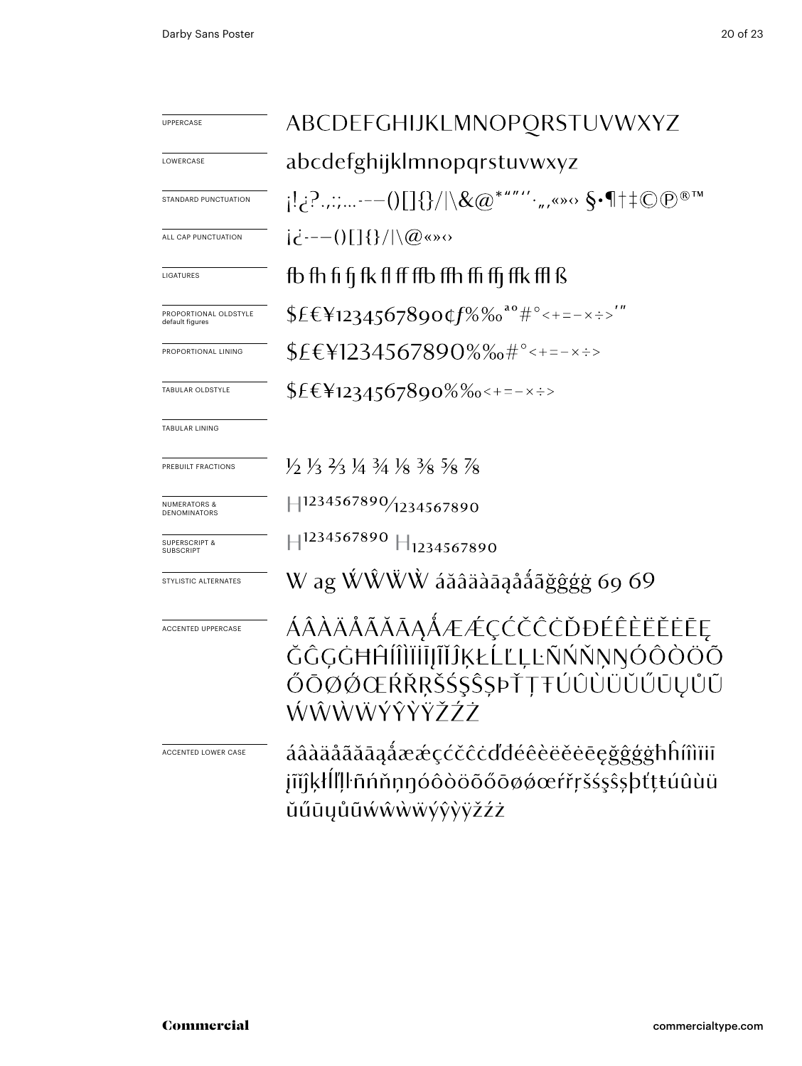| | |
|---|---|
| UPPERCASE | ABCDEFGHIJKLMNOPQRSTUVWXYZ |
| LOWERCASE | abcdefghijklmnopqrstuvwxyz |
| STANDARD PUNCTUATION | ¡!¿?.,:;...-–—()[]{}/\|\&@*""''·„‚«»‹› §•¶†‡©℗®™ |
| ALL CAP PUNCTUATION | ¡¿-–—()[]{}/\|\@«»‹› |
| LIGATURES | fb fh fi fj fk fl ff ffb ffh ffi ffj ffk ffl ß |
| PROPORTIONAL OLDSTYLE default figures | $£€¥1234567890¢ƒ%‰ªº#°<+=−×÷>′″ |
| PROPORTIONAL LINING | $£€¥1234567890%‰#°<+=−×÷> |
| TABULAR OLDSTYLE | $£€¥1234567890%‰<+=−×÷> |
| TABULAR LINING | |
| PREBUILT FRACTIONS | ½ ⅓ ⅔ ¼ ¾ ⅛ ⅜ ⅝ ⅞ |
| NUMERATORS & DENOMINATORS | H1234567890/1234567890 |
| SUPERSCRIPT & SUBSCRIPT | H1234567890 H1234567890 |
| STYLISTIC ALTERNATES | W ag ẂŴẄẀ áăâäàāąåǻãğĝģġ 69 69 |
| ACCENTED UPPERCASE | ÁÂÀÄÅÃĂĀĄǺÆǼÇĆČĈĊĎĐÉÊÈËĚĖĒĘĞĜĢĠĦĤÍÎÌÏİĪĮĨĬĴĶŁĹĽĻĿÑŃŇŅŊÓÔÒÖÕŐŌØǾŒŔŘŖŠŚŞŜȘÞŤŢŦÚÛÙÜŬŰŪŲŮŨẂŴẀẄÝŶỲŸŽŹŻ |
| ACCENTED LOWER CASE | áâàäåãăāąǻæǽçćčĉċďđéêèëěėēęğĝģġħĥíîìïiīįĩĭĵķłĺľļŀñńňņŋóôòöõőōøǿœŕřŗšśşŝșþťţŧúûùüŭűūųůũẃŵẁẅýŷỳÿžźż |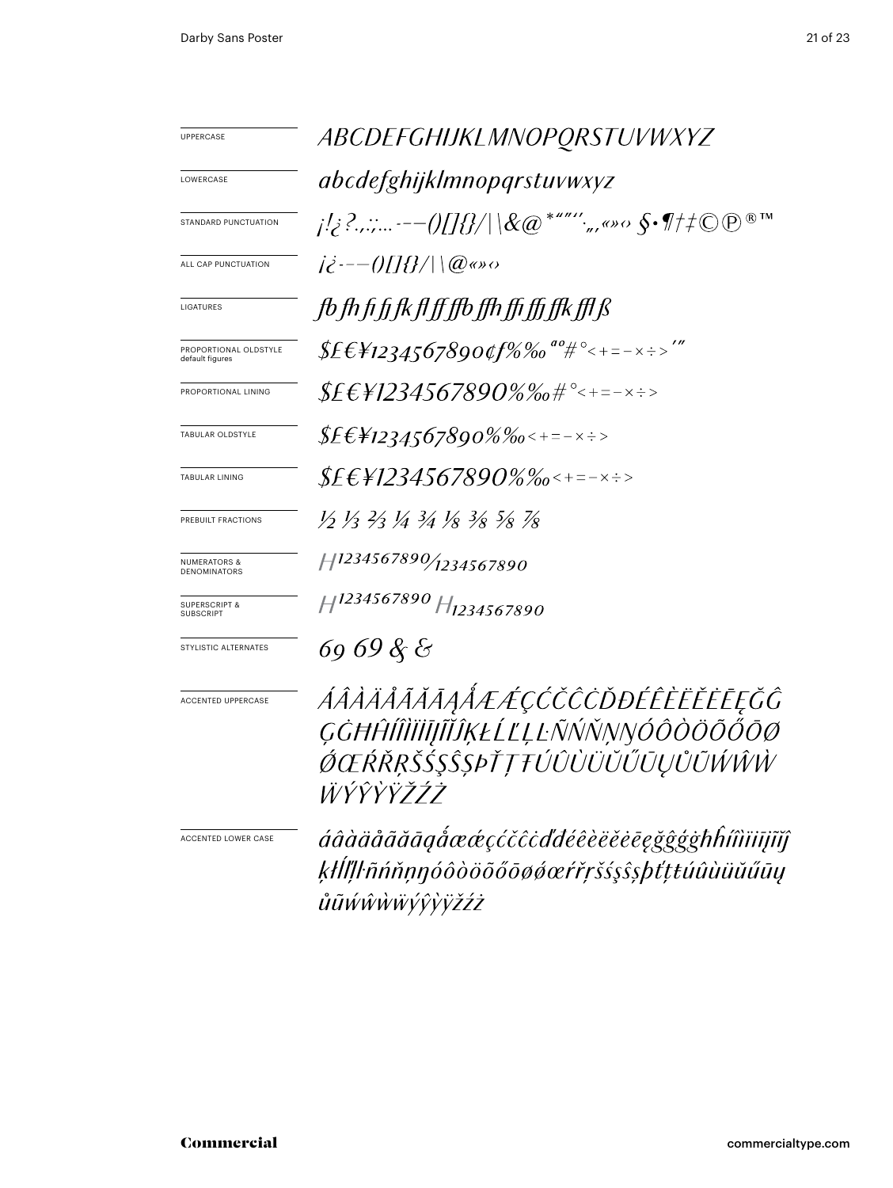| | |
|---|---|
| UPPERCASE | *ABCDEFGHIJKLMNOPQRSTUVWXYZ* |
| LOWERCASE | *abcdefghijklmnopqrstuvwxyz* |
| STANDARD PUNCTUATION | *¡!¿?.,:;…-–—()[]{}/\|\&@*"″'′‚„«»‹› §•¶†‡©℗®™* |
| ALL CAP PUNCTUATION | *¡¿-–—()[]{}/\|\@«»‹›* |
| LIGATURES | *fb fh fi fj fk fl ff ffb ffh ffi ffj ffk ffl ß* |
| PROPORTIONAL OLDSTYLE default figures | *$£€¥1234567890¢f%‰ ªº#°<+=−×÷>′″* |
| PROPORTIONAL LINING | *$£€¥1234567890%‰#°<+=−×÷>* |
| TABULAR OLDSTYLE | *$£€¥1234567890%‰<+=−×÷>* |
| TABULAR LINING | *$£€¥1234567890%‰<+=−×÷>* |
| PREBUILT FRACTIONS | *½ ⅓ ⅔ ¼ ¾ ⅛ ⅜ ⅝ ⅞* |
| NUMERATORS & DENOMINATORS | *H1234567890/1234567890* |
| SUPERSCRIPT & SUBSCRIPT | *H1234567890 H1234567890* |
| STYLISTIC ALTERNATES | *69 69 & &* |
| ACCENTED UPPERCASE | *ÁÂÀÄÅÃĂĀĄǺÆǼÇĆČĈĊĎĐÉÊÈËĚĖĒĘĞĜĢĠĦĤÍÎÌÏİĪĮĨĬĴĶŁĹĽĻĿÑŃŇŅŊÓÔÒÖÕŐŌØǾŒŔŘŖŠŚŞŜȘÞŤŢŦÚÛÙÜŬŰŪŲŮŨẂŴẀẄÝŶỲŸŽŹŻ* |
| ACCENTED LOWER CASE | *áâàäåãăāąǻæǽçćčĉċďđéêèëěėēęğĝģġħĥíîìïiīįĩĭĵķłĺľļŀñńňņŋóôòöõőōøǿœŕřŗšśşŝșþťţŧúûùüŭűūųůũẃŵẁẅýŷỳÿžźż* |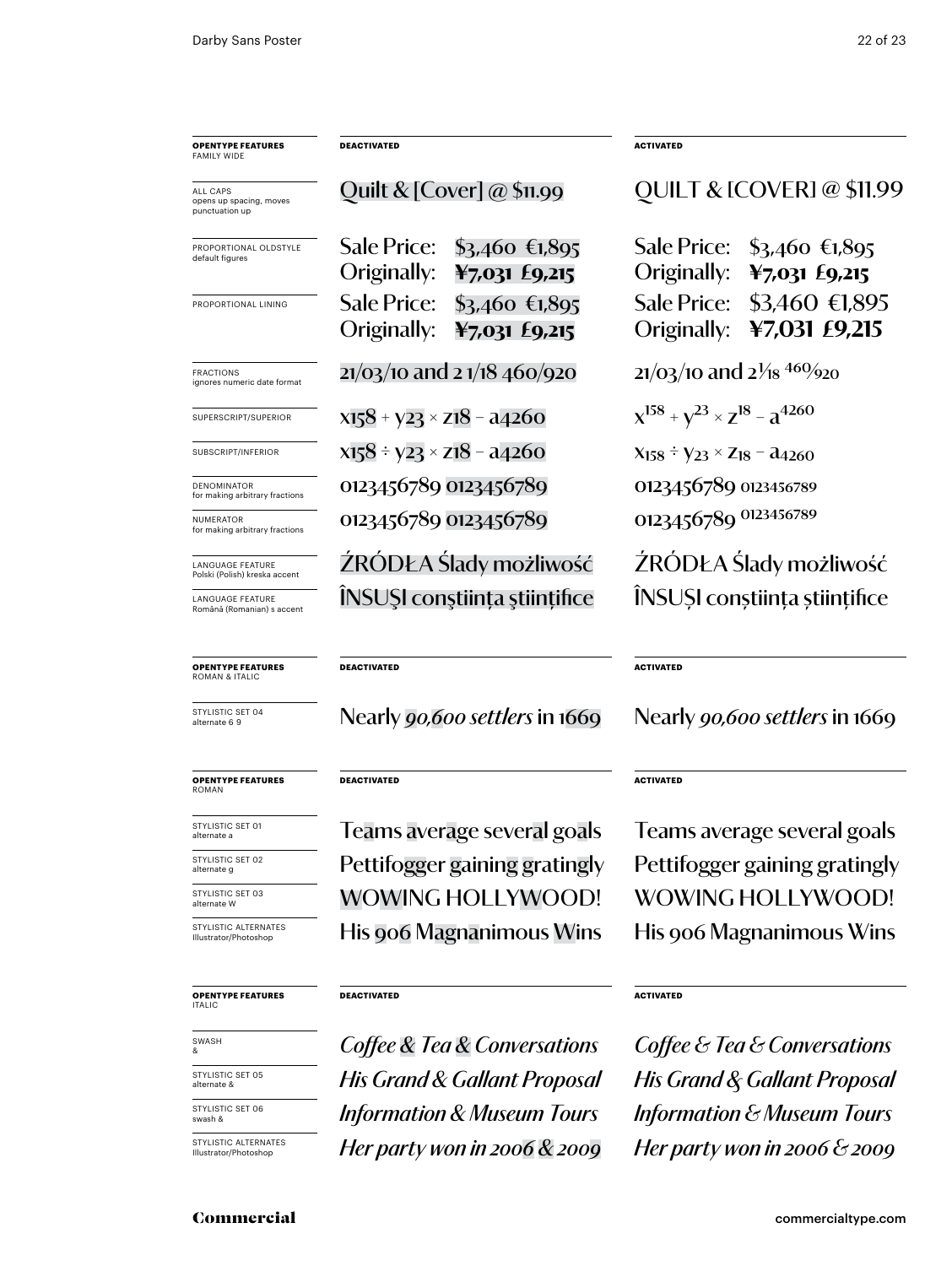| **OPENTYPE FEATURES** FAMILY WIDE | **DEACTIVATED** | **ACTIVATED** |
| --- | --- | --- |
| ALL CAPS opens up spacing, moves punctuation up | Quilt & [Cover] @ $11.99 | QUILT & [COVER] @ $11.99 |
| PROPORTIONAL OLDSTYLE default figures | Sale Price: $3,460 €1,895 Originally: **¥7,031 £9,215** | Sale Price: $3,460 €1,895 Originally: **¥7,031 £9,215** |
| PROPORTIONAL LINING | Sale Price: $3,460 €1,895 Originally: **¥7,031 £9,215** | Sale Price: $3,460 €1,895 Originally: **¥7,031 £9,215** |
| FRACTIONS ignores numeric date format | 21/03/10 and 2 1/18 460/920 | 21/03/10 and 2 1⁄18 460⁄920 |
| SUPERSCRIPT/SUPERIOR | x158 + y23 × z18 – a4260 | $x^{158} + y^{23} \times z^{18} - a^{4260}$ |
| SUBSCRIPT/INFERIOR | x158 ÷ y23 × z18 – a4260 | $x_{158} \div y_{23} \times z_{18} - a_{4260}$ |
| DENOMINATOR for making arbitrary fractions | 0123456789 0123456789 | 0123456789 $_{0123456789}$ |
| NUMERATOR for making arbitrary fractions | 0123456789 0123456789 | 0123456789 $^{0123456789}$ |
| LANGUAGE FEATURE Polski (Polish) kreska accent | ŹRÓDŁA Ślady możliwość | ŹRÓDŁA Ślady możliwość |
| LANGUAGE FEATURE Română (Romanian) s accent | ÎNSUŞI conştiinţa ştiinţifice | ÎNSUȘI conștiința științifice |

| **OPENTYPE FEATURES** ROMAN & ITALIC | **DEACTIVATED** | **ACTIVATED** |
| --- | --- | --- |
| STYLISTIC SET 04 alternate 6 9 | Nearly *90,600 settlers* in 1669 | Nearly *90,600 settlers* in 1669 |

| **OPENTYPE FEATURES** ROMAN | **DEACTIVATED** | **ACTIVATED** |
| --- | --- | --- |
| STYLISTIC SET 01 alternate a | Teams average several goals | Teams average several goals |
| STYLISTIC SET 02 alternate g | Pettifogger gaining gratingly | Pettifogger gaining gratingly |
| STYLISTIC SET 03 alternate W | WOWING HOLLYWOOD! | WOWING HOLLYWOOD! |
| STYLISTIC ALTERNATES Illustrator/Photoshop | His 906 Magnanimous Wins | His 906 Magnanimous Wins |

| **OPENTYPE FEATURES** ITALIC | **DEACTIVATED** | **ACTIVATED** |
| --- | --- | --- |
| SWASH & | *Coffee & Tea & Conversations* | *Coffee & Tea & Conversations* |
| STYLISTIC SET 05 alternate & | *His Grand & Gallant Proposal* | *His Grand & Gallant Proposal* |
| STYLISTIC SET 06 swash & | *Information & Museum Tours* | *Information & Museum Tours* |
| STYLISTIC ALTERNATES Illustrator/Photoshop | *Her party won in 2006 & 2009* | *Her party won in 2006 & 2009* |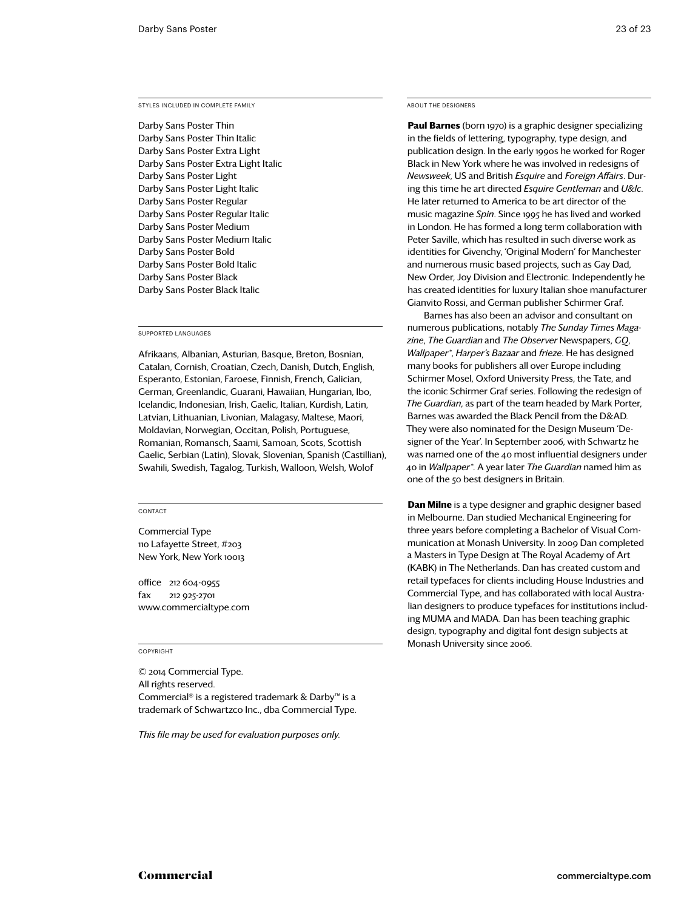## STYLES INCLUDED IN COMPLETE FAMILY

Darby Sans Poster Thin
Darby Sans Poster Thin Italic
Darby Sans Poster Extra Light
Darby Sans Poster Extra Light Italic
Darby Sans Poster Light
Darby Sans Poster Light Italic
Darby Sans Poster Regular
Darby Sans Poster Regular Italic
Darby Sans Poster Medium
Darby Sans Poster Medium Italic
Darby Sans Poster Bold
Darby Sans Poster Bold Italic
Darby Sans Poster Black
Darby Sans Poster Black Italic

## SUPPORTED LANGUAGES

Afrikaans, Albanian, Asturian, Basque, Breton, Bosnian, Catalan, Cornish, Croatian, Czech, Danish, Dutch, English, Esperanto, Estonian, Faroese, Finnish, French, Galician, German, Greenlandic, Guarani, Hawaiian, Hungarian, Ibo, Icelandic, Indonesian, Irish, Gaelic, Italian, Kurdish, Latin, Latvian, Lithuanian, Livonian, Malagasy, Maltese, Maori, Moldavian, Norwegian, Occitan, Polish, Portuguese, Romanian, Romansch, Saami, Samoan, Scots, Scottish Gaelic, Serbian (Latin), Slovak, Slovenian, Spanish (Castillian), Swahili, Swedish, Tagalog, Turkish, Walloon, Welsh, Wolof

## CONTACT

Commercial Type
110 Lafayette Street, #203
New York, New York 10013

office 212 604-0955
fax 212 925-2701
www.commercialtype.com

## COPYRIGHT

© 2014 Commercial Type.
All rights reserved.
Commercial® is a registered trademark & Darby™ is a trademark of Schwartzco Inc., dba Commercial Type.

*This file may be used for evaluation purposes only.*

## ABOUT THE DESIGNERS

**Paul Barnes** (born 1970) is a graphic designer specializing in the fields of lettering, typography, type design, and publication design. In the early 1990s he worked for Roger Black in New York where he was involved in redesigns of *Newsweek*, US and British *Esquire* and *Foreign Affairs*. During this time he art directed *Esquire Gentleman* and *U&lc*. He later returned to America to be art director of the music magazine *Spin*. Since 1995 he has lived and worked in London. He has formed a long term collaboration with Peter Saville, which has resulted in such diverse work as identities for Givenchy, 'Original Modern' for Manchester and numerous music based projects, such as Gay Dad, New Order, Joy Division and Electronic. Independently he has created identities for luxury Italian shoe manufacturer Gianvito Rossi, and German publisher Schirmer Graf.

Barnes has also been an advisor and consultant on numerous publications, notably *The Sunday Times Magazine*, *The Guardian* and *The Observer* Newspapers, *GQ*, *Wallpaper**, *Harper's Bazaar* and *frieze*. He has designed many books for publishers all over Europe including Schirmer Mosel, Oxford University Press, the Tate, and the iconic Schirmer Graf series. Following the redesign of *The Guardian*, as part of the team headed by Mark Porter, Barnes was awarded the Black Pencil from the D&AD. They were also nominated for the Design Museum 'Designer of the Year'. In September 2006, with Schwartz he was named one of the 40 most influential designers under 40 in *Wallpaper**. A year later *The Guardian* named him as one of the 50 best designers in Britain.

**Dan Milne** is a type designer and graphic designer based in Melbourne. Dan studied Mechanical Engineering for three years before completing a Bachelor of Visual Communication at Monash University. In 2009 Dan completed a Masters in Type Design at The Royal Academy of Art (KABK) in The Netherlands. Dan has created custom and retail typefaces for clients including House Industries and Commercial Type, and has collaborated with local Australian designers to produce typefaces for institutions including MUMA and MADA. Dan has been teaching graphic design, typography and digital font design subjects at Monash University since 2006.